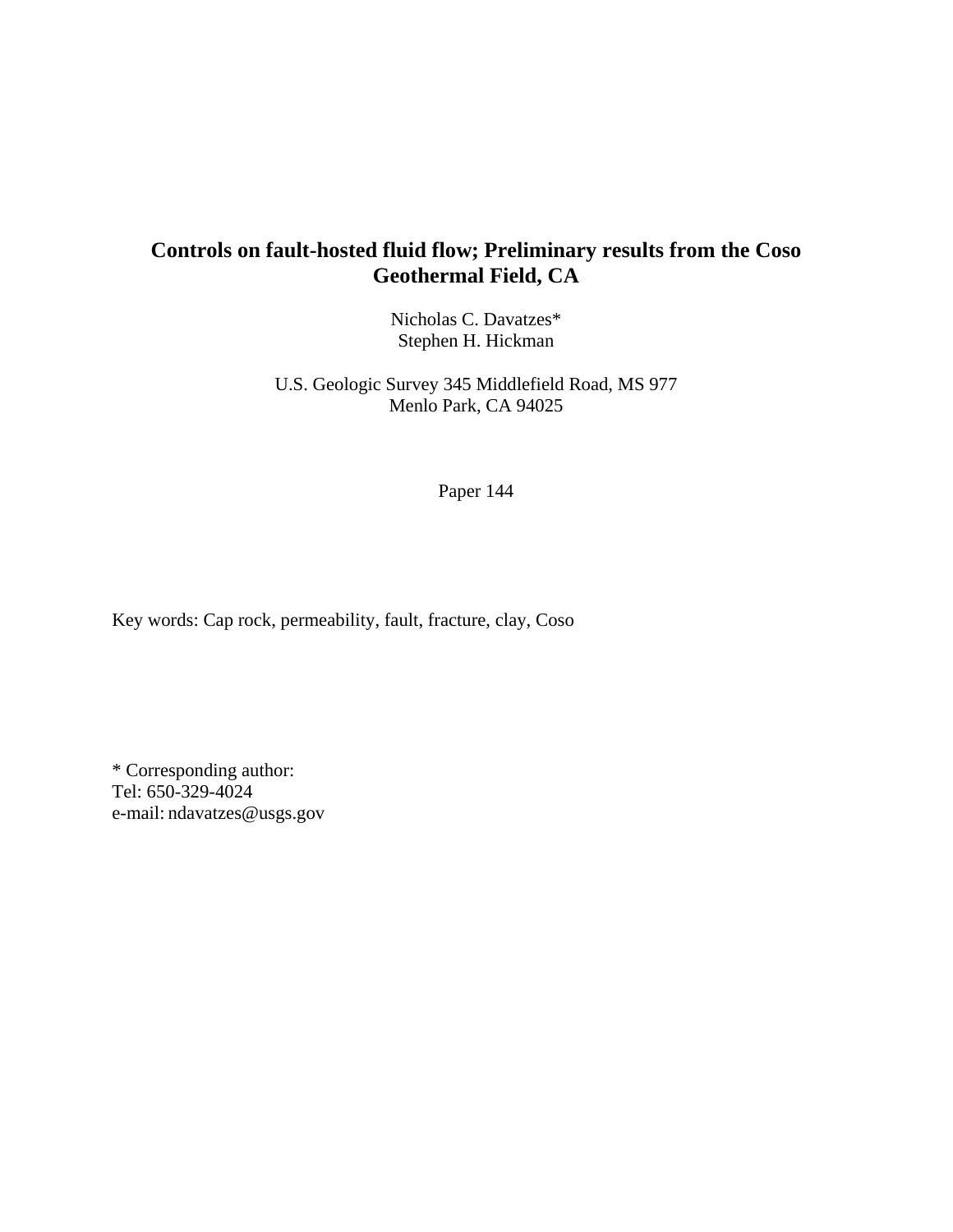# Controls on fault-hosted fluid flow; Preliminary results from the Coso Geothermal Field, CA

Nicholas C. Davatzes*
Stephen H. Hickman

U.S. Geologic Survey 345 Middlefield Road, MS 977
Menlo Park, CA 94025

Paper 144

Key words: Cap rock, permeability, fault, fracture, clay, Coso

* Corresponding author:
Tel: 650-329-4024
e-mail: ndavatzes@usgs.gov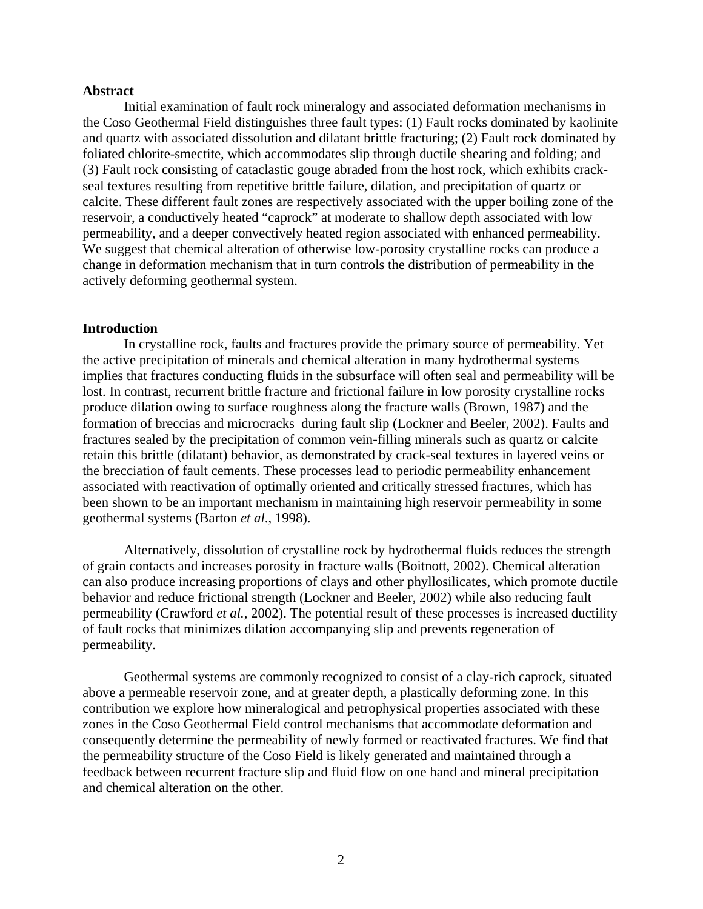## Abstract

Initial examination of fault rock mineralogy and associated deformation mechanisms in the Coso Geothermal Field distinguishes three fault types: (1) Fault rocks dominated by kaolinite and quartz with associated dissolution and dilatant brittle fracturing; (2) Fault rock dominated by foliated chlorite-smectite, which accommodates slip through ductile shearing and folding; and (3) Fault rock consisting of cataclastic gouge abraded from the host rock, which exhibits crack-seal textures resulting from repetitive brittle failure, dilation, and precipitation of quartz or calcite. These different fault zones are respectively associated with the upper boiling zone of the reservoir, a conductively heated "caprock" at moderate to shallow depth associated with low permeability, and a deeper convectively heated region associated with enhanced permeability. We suggest that chemical alteration of otherwise low-porosity crystalline rocks can produce a change in deformation mechanism that in turn controls the distribution of permeability in the actively deforming geothermal system.

## Introduction

In crystalline rock, faults and fractures provide the primary source of permeability. Yet the active precipitation of minerals and chemical alteration in many hydrothermal systems implies that fractures conducting fluids in the subsurface will often seal and permeability will be lost. In contrast, recurrent brittle fracture and frictional failure in low porosity crystalline rocks produce dilation owing to surface roughness along the fracture walls (Brown, 1987) and the formation of breccias and microcracks during fault slip (Lockner and Beeler, 2002). Faults and fractures sealed by the precipitation of common vein-filling minerals such as quartz or calcite retain this brittle (dilatant) behavior, as demonstrated by crack-seal textures in layered veins or the brecciation of fault cements. These processes lead to periodic permeability enhancement associated with reactivation of optimally oriented and critically stressed fractures, which has been shown to be an important mechanism in maintaining high reservoir permeability in some geothermal systems (Barton *et al*., 1998).

Alternatively, dissolution of crystalline rock by hydrothermal fluids reduces the strength of grain contacts and increases porosity in fracture walls (Boitnott, 2002). Chemical alteration can also produce increasing proportions of clays and other phyllosilicates, which promote ductile behavior and reduce frictional strength (Lockner and Beeler, 2002) while also reducing fault permeability (Crawford *et al.*, 2002). The potential result of these processes is increased ductility of fault rocks that minimizes dilation accompanying slip and prevents regeneration of permeability.

Geothermal systems are commonly recognized to consist of a clay-rich caprock, situated above a permeable reservoir zone, and at greater depth, a plastically deforming zone. In this contribution we explore how mineralogical and petrophysical properties associated with these zones in the Coso Geothermal Field control mechanisms that accommodate deformation and consequently determine the permeability of newly formed or reactivated fractures. We find that the permeability structure of the Coso Field is likely generated and maintained through a feedback between recurrent fracture slip and fluid flow on one hand and mineral precipitation and chemical alteration on the other.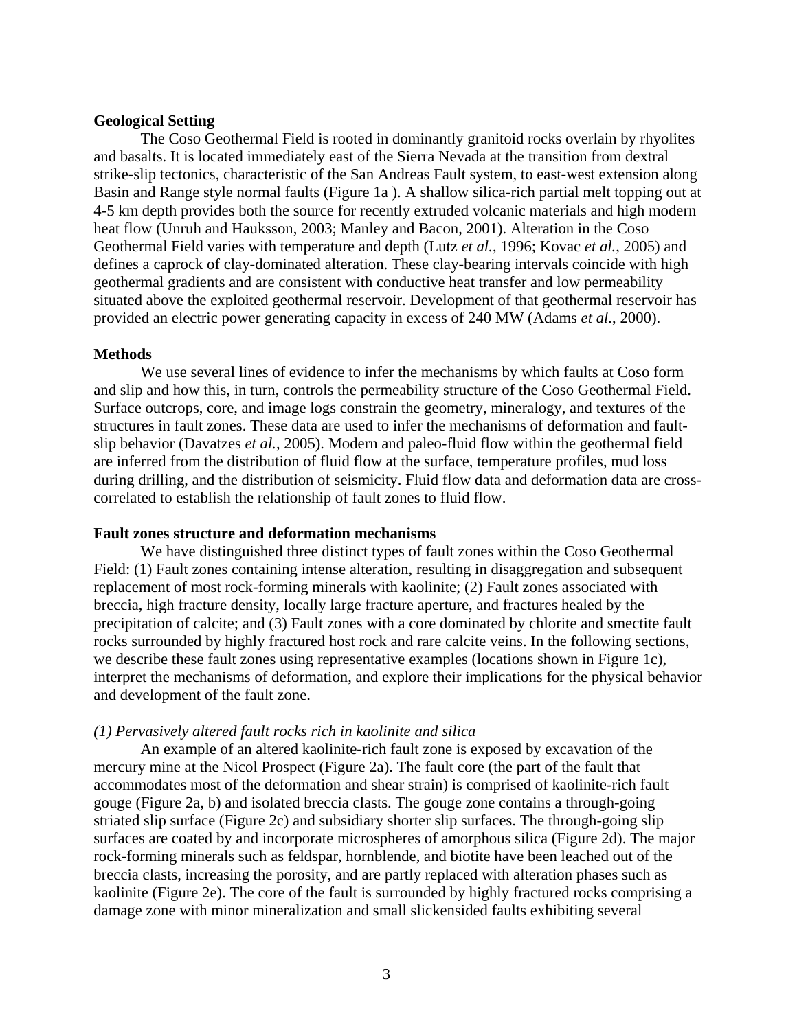## Geological Setting

The Coso Geothermal Field is rooted in dominantly granitoid rocks overlain by rhyolites and basalts. It is located immediately east of the Sierra Nevada at the transition from dextral strike-slip tectonics, characteristic of the San Andreas Fault system, to east-west extension along Basin and Range style normal faults (Figure 1a ). A shallow silica-rich partial melt topping out at 4-5 km depth provides both the source for recently extruded volcanic materials and high modern heat flow (Unruh and Hauksson, 2003; Manley and Bacon, 2001). Alteration in the Coso Geothermal Field varies with temperature and depth (Lutz *et al.*, 1996; Kovac *et al.*, 2005) and defines a caprock of clay-dominated alteration. These clay-bearing intervals coincide with high geothermal gradients and are consistent with conductive heat transfer and low permeability situated above the exploited geothermal reservoir. Development of that geothermal reservoir has provided an electric power generating capacity in excess of 240 MW (Adams *et al.*, 2000).

## Methods

We use several lines of evidence to infer the mechanisms by which faults at Coso form and slip and how this, in turn, controls the permeability structure of the Coso Geothermal Field. Surface outcrops, core, and image logs constrain the geometry, mineralogy, and textures of the structures in fault zones. These data are used to infer the mechanisms of deformation and fault-slip behavior (Davatzes *et al.*, 2005). Modern and paleo-fluid flow within the geothermal field are inferred from the distribution of fluid flow at the surface, temperature profiles, mud loss during drilling, and the distribution of seismicity. Fluid flow data and deformation data are cross-correlated to establish the relationship of fault zones to fluid flow.

## Fault zones structure and deformation mechanisms

We have distinguished three distinct types of fault zones within the Coso Geothermal Field: (1) Fault zones containing intense alteration, resulting in disaggregation and subsequent replacement of most rock-forming minerals with kaolinite; (2) Fault zones associated with breccia, high fracture density, locally large fracture aperture, and fractures healed by the precipitation of calcite; and (3) Fault zones with a core dominated by chlorite and smectite fault rocks surrounded by highly fractured host rock and rare calcite veins. In the following sections, we describe these fault zones using representative examples (locations shown in Figure 1c), interpret the mechanisms of deformation, and explore their implications for the physical behavior and development of the fault zone.

### *(1) Pervasively altered fault rocks rich in kaolinite and silica*

An example of an altered kaolinite-rich fault zone is exposed by excavation of the mercury mine at the Nicol Prospect (Figure 2a). The fault core (the part of the fault that accommodates most of the deformation and shear strain) is comprised of kaolinite-rich fault gouge (Figure 2a, b) and isolated breccia clasts. The gouge zone contains a through-going striated slip surface (Figure 2c) and subsidiary shorter slip surfaces. The through-going slip surfaces are coated by and incorporate microspheres of amorphous silica (Figure 2d). The major rock-forming minerals such as feldspar, hornblende, and biotite have been leached out of the breccia clasts, increasing the porosity, and are partly replaced with alteration phases such as kaolinite (Figure 2e). The core of the fault is surrounded by highly fractured rocks comprising a damage zone with minor mineralization and small slickensided faults exhibiting several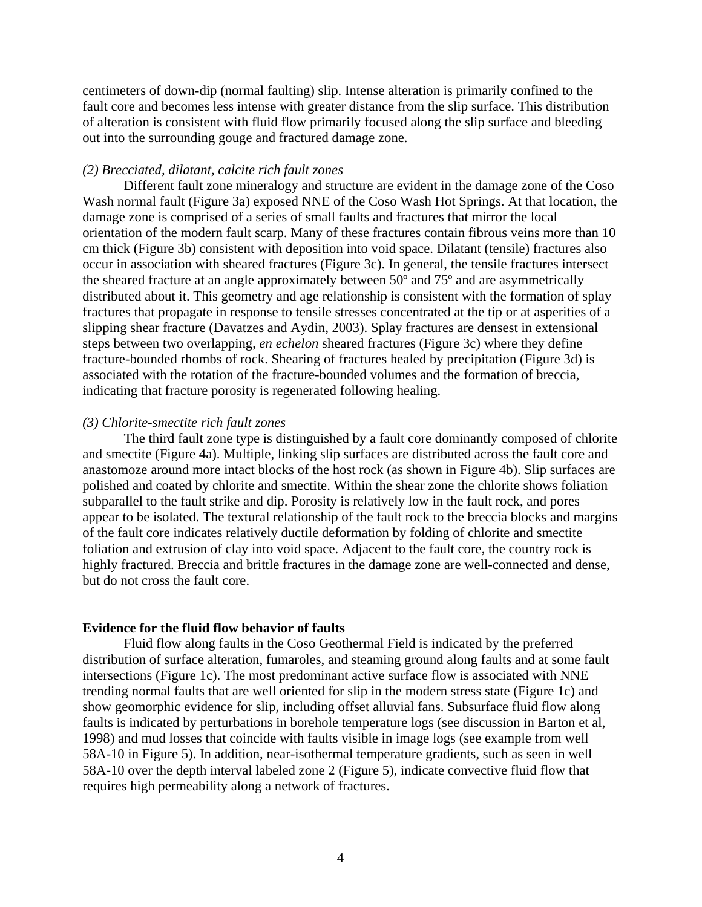centimeters of down-dip (normal faulting) slip. Intense alteration is primarily confined to the fault core and becomes less intense with greater distance from the slip surface. This distribution of alteration is consistent with fluid flow primarily focused along the slip surface and bleeding out into the surrounding gouge and fractured damage zone.

*(2) Brecciated, dilatant, calcite rich fault zones*

Different fault zone mineralogy and structure are evident in the damage zone of the Coso Wash normal fault (Figure 3a) exposed NNE of the Coso Wash Hot Springs. At that location, the damage zone is comprised of a series of small faults and fractures that mirror the local orientation of the modern fault scarp. Many of these fractures contain fibrous veins more than 10 cm thick (Figure 3b) consistent with deposition into void space. Dilatant (tensile) fractures also occur in association with sheared fractures (Figure 3c). In general, the tensile fractures intersect the sheared fracture at an angle approximately between 50º and 75º and are asymmetrically distributed about it. This geometry and age relationship is consistent with the formation of splay fractures that propagate in response to tensile stresses concentrated at the tip or at asperities of a slipping shear fracture (Davatzes and Aydin, 2003). Splay fractures are densest in extensional steps between two overlapping, *en echelon* sheared fractures (Figure 3c) where they define fracture-bounded rhombs of rock. Shearing of fractures healed by precipitation (Figure 3d) is associated with the rotation of the fracture-bounded volumes and the formation of breccia, indicating that fracture porosity is regenerated following healing.

*(3) Chlorite-smectite rich fault zones*

The third fault zone type is distinguished by a fault core dominantly composed of chlorite and smectite (Figure 4a). Multiple, linking slip surfaces are distributed across the fault core and anastomoze around more intact blocks of the host rock (as shown in Figure 4b). Slip surfaces are polished and coated by chlorite and smectite. Within the shear zone the chlorite shows foliation subparallel to the fault strike and dip. Porosity is relatively low in the fault rock, and pores appear to be isolated. The textural relationship of the fault rock to the breccia blocks and margins of the fault core indicates relatively ductile deformation by folding of chlorite and smectite foliation and extrusion of clay into void space. Adjacent to the fault core, the country rock is highly fractured. Breccia and brittle fractures in the damage zone are well-connected and dense, but do not cross the fault core.

## Evidence for the fluid flow behavior of faults

Fluid flow along faults in the Coso Geothermal Field is indicated by the preferred distribution of surface alteration, fumaroles, and steaming ground along faults and at some fault intersections (Figure 1c). The most predominant active surface flow is associated with NNE trending normal faults that are well oriented for slip in the modern stress state (Figure 1c) and show geomorphic evidence for slip, including offset alluvial fans. Subsurface fluid flow along faults is indicated by perturbations in borehole temperature logs (see discussion in Barton et al, 1998) and mud losses that coincide with faults visible in image logs (see example from well 58A-10 in Figure 5). In addition, near-isothermal temperature gradients, such as seen in well 58A-10 over the depth interval labeled zone 2 (Figure 5), indicate convective fluid flow that requires high permeability along a network of fractures.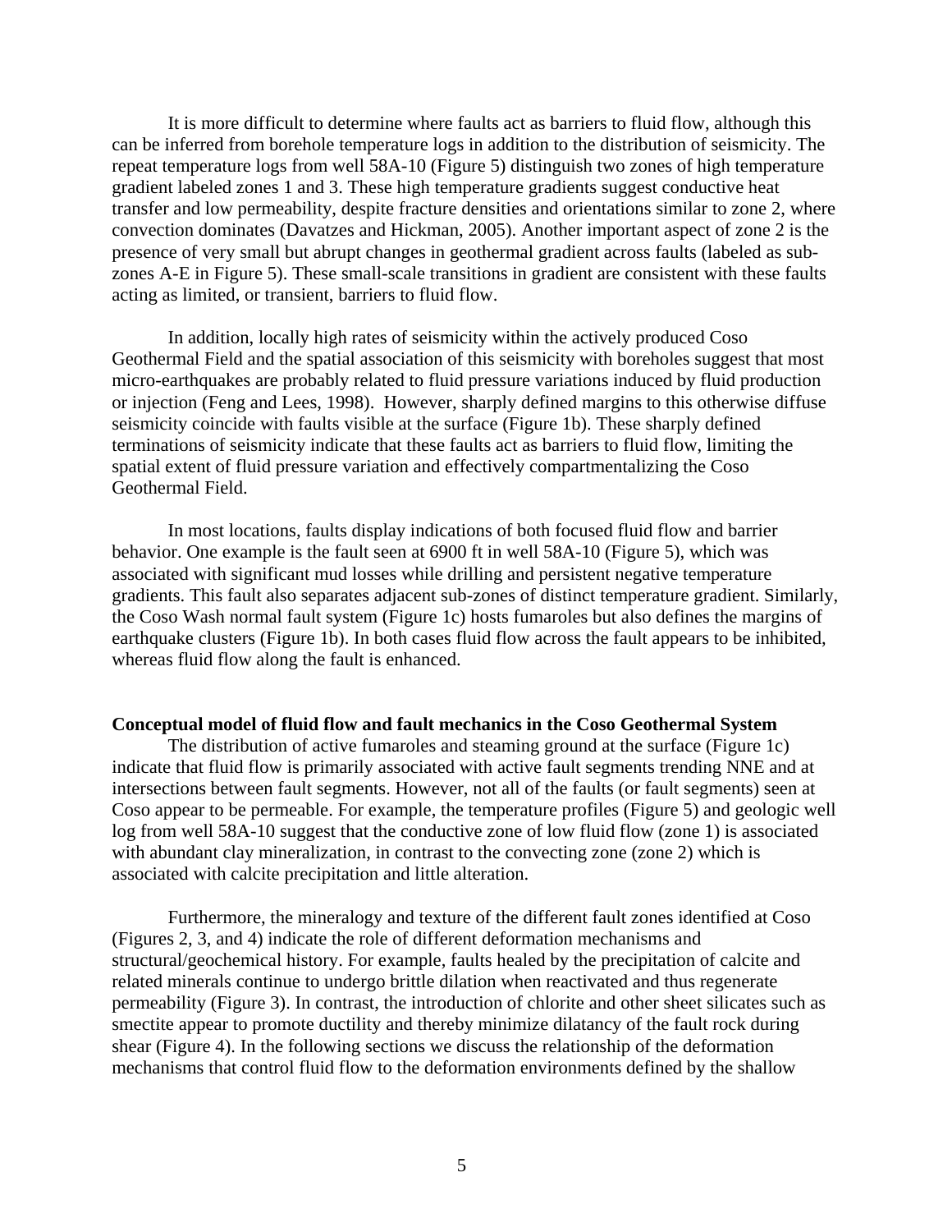It is more difficult to determine where faults act as barriers to fluid flow, although this can be inferred from borehole temperature logs in addition to the distribution of seismicity. The repeat temperature logs from well 58A-10 (Figure 5) distinguish two zones of high temperature gradient labeled zones 1 and 3. These high temperature gradients suggest conductive heat transfer and low permeability, despite fracture densities and orientations similar to zone 2, where convection dominates (Davatzes and Hickman, 2005). Another important aspect of zone 2 is the presence of very small but abrupt changes in geothermal gradient across faults (labeled as sub-zones A-E in Figure 5). These small-scale transitions in gradient are consistent with these faults acting as limited, or transient, barriers to fluid flow.

In addition, locally high rates of seismicity within the actively produced Coso Geothermal Field and the spatial association of this seismicity with boreholes suggest that most micro-earthquakes are probably related to fluid pressure variations induced by fluid production or injection (Feng and Lees, 1998). However, sharply defined margins to this otherwise diffuse seismicity coincide with faults visible at the surface (Figure 1b). These sharply defined terminations of seismicity indicate that these faults act as barriers to fluid flow, limiting the spatial extent of fluid pressure variation and effectively compartmentalizing the Coso Geothermal Field.

In most locations, faults display indications of both focused fluid flow and barrier behavior. One example is the fault seen at 6900 ft in well 58A-10 (Figure 5), which was associated with significant mud losses while drilling and persistent negative temperature gradients. This fault also separates adjacent sub-zones of distinct temperature gradient. Similarly, the Coso Wash normal fault system (Figure 1c) hosts fumaroles but also defines the margins of earthquake clusters (Figure 1b). In both cases fluid flow across the fault appears to be inhibited, whereas fluid flow along the fault is enhanced.

**Conceptual model of fluid flow and fault mechanics in the Coso Geothermal System**

The distribution of active fumaroles and steaming ground at the surface (Figure 1c) indicate that fluid flow is primarily associated with active fault segments trending NNE and at intersections between fault segments. However, not all of the faults (or fault segments) seen at Coso appear to be permeable. For example, the temperature profiles (Figure 5) and geologic well log from well 58A-10 suggest that the conductive zone of low fluid flow (zone 1) is associated with abundant clay mineralization, in contrast to the convecting zone (zone 2) which is associated with calcite precipitation and little alteration.

Furthermore, the mineralogy and texture of the different fault zones identified at Coso (Figures 2, 3, and 4) indicate the role of different deformation mechanisms and structural/geochemical history. For example, faults healed by the precipitation of calcite and related minerals continue to undergo brittle dilation when reactivated and thus regenerate permeability (Figure 3). In contrast, the introduction of chlorite and other sheet silicates such as smectite appear to promote ductility and thereby minimize dilatancy of the fault rock during shear (Figure 4). In the following sections we discuss the relationship of the deformation mechanisms that control fluid flow to the deformation environments defined by the shallow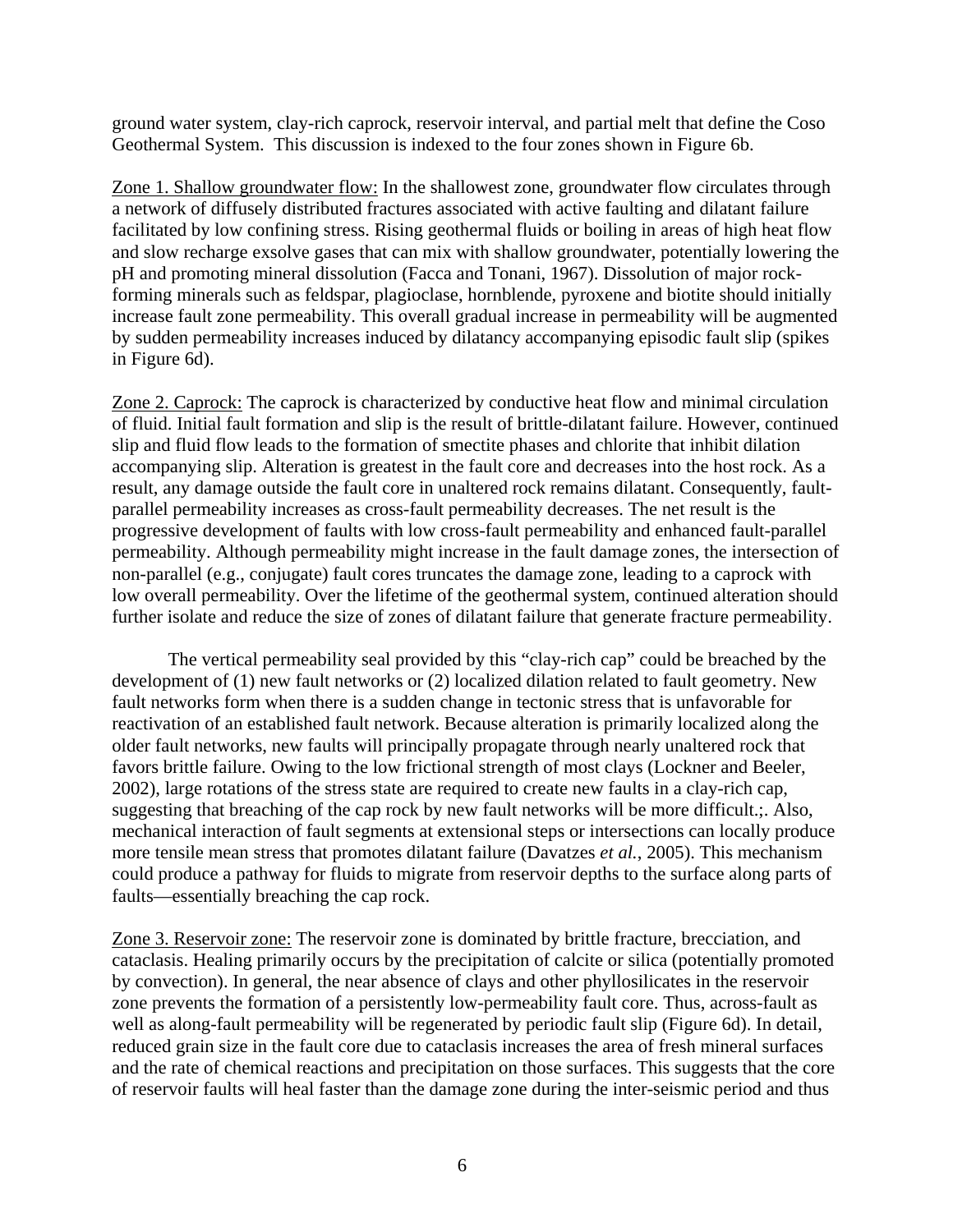ground water system, clay-rich caprock, reservoir interval, and partial melt that define the Coso Geothermal System. This discussion is indexed to the four zones shown in Figure 6b.

Zone 1. Shallow groundwater flow: In the shallowest zone, groundwater flow circulates through a network of diffusely distributed fractures associated with active faulting and dilatant failure facilitated by low confining stress. Rising geothermal fluids or boiling in areas of high heat flow and slow recharge exsolve gases that can mix with shallow groundwater, potentially lowering the pH and promoting mineral dissolution (Facca and Tonani, 1967). Dissolution of major rock-forming minerals such as feldspar, plagioclase, hornblende, pyroxene and biotite should initially increase fault zone permeability. This overall gradual increase in permeability will be augmented by sudden permeability increases induced by dilatancy accompanying episodic fault slip (spikes in Figure 6d).

Zone 2. Caprock: The caprock is characterized by conductive heat flow and minimal circulation of fluid. Initial fault formation and slip is the result of brittle-dilatant failure. However, continued slip and fluid flow leads to the formation of smectite phases and chlorite that inhibit dilation accompanying slip. Alteration is greatest in the fault core and decreases into the host rock. As a result, any damage outside the fault core in unaltered rock remains dilatant. Consequently, fault-parallel permeability increases as cross-fault permeability decreases. The net result is the progressive development of faults with low cross-fault permeability and enhanced fault-parallel permeability. Although permeability might increase in the fault damage zones, the intersection of non-parallel (e.g., conjugate) fault cores truncates the damage zone, leading to a caprock with low overall permeability. Over the lifetime of the geothermal system, continued alteration should further isolate and reduce the size of zones of dilatant failure that generate fracture permeability.

The vertical permeability seal provided by this "clay-rich cap" could be breached by the development of (1) new fault networks or (2) localized dilation related to fault geometry. New fault networks form when there is a sudden change in tectonic stress that is unfavorable for reactivation of an established fault network. Because alteration is primarily localized along the older fault networks, new faults will principally propagate through nearly unaltered rock that favors brittle failure. Owing to the low frictional strength of most clays (Lockner and Beeler, 2002), large rotations of the stress state are required to create new faults in a clay-rich cap, suggesting that breaching of the cap rock by new fault networks will be more difficult.;. Also, mechanical interaction of fault segments at extensional steps or intersections can locally produce more tensile mean stress that promotes dilatant failure (Davatzes *et al.*, 2005). This mechanism could produce a pathway for fluids to migrate from reservoir depths to the surface along parts of faults—essentially breaching the cap rock.

Zone 3. Reservoir zone: The reservoir zone is dominated by brittle fracture, brecciation, and cataclasis. Healing primarily occurs by the precipitation of calcite or silica (potentially promoted by convection). In general, the near absence of clays and other phyllosilicates in the reservoir zone prevents the formation of a persistently low-permeability fault core. Thus, across-fault as well as along-fault permeability will be regenerated by periodic fault slip (Figure 6d). In detail, reduced grain size in the fault core due to cataclasis increases the area of fresh mineral surfaces and the rate of chemical reactions and precipitation on those surfaces. This suggests that the core of reservoir faults will heal faster than the damage zone during the inter-seismic period and thus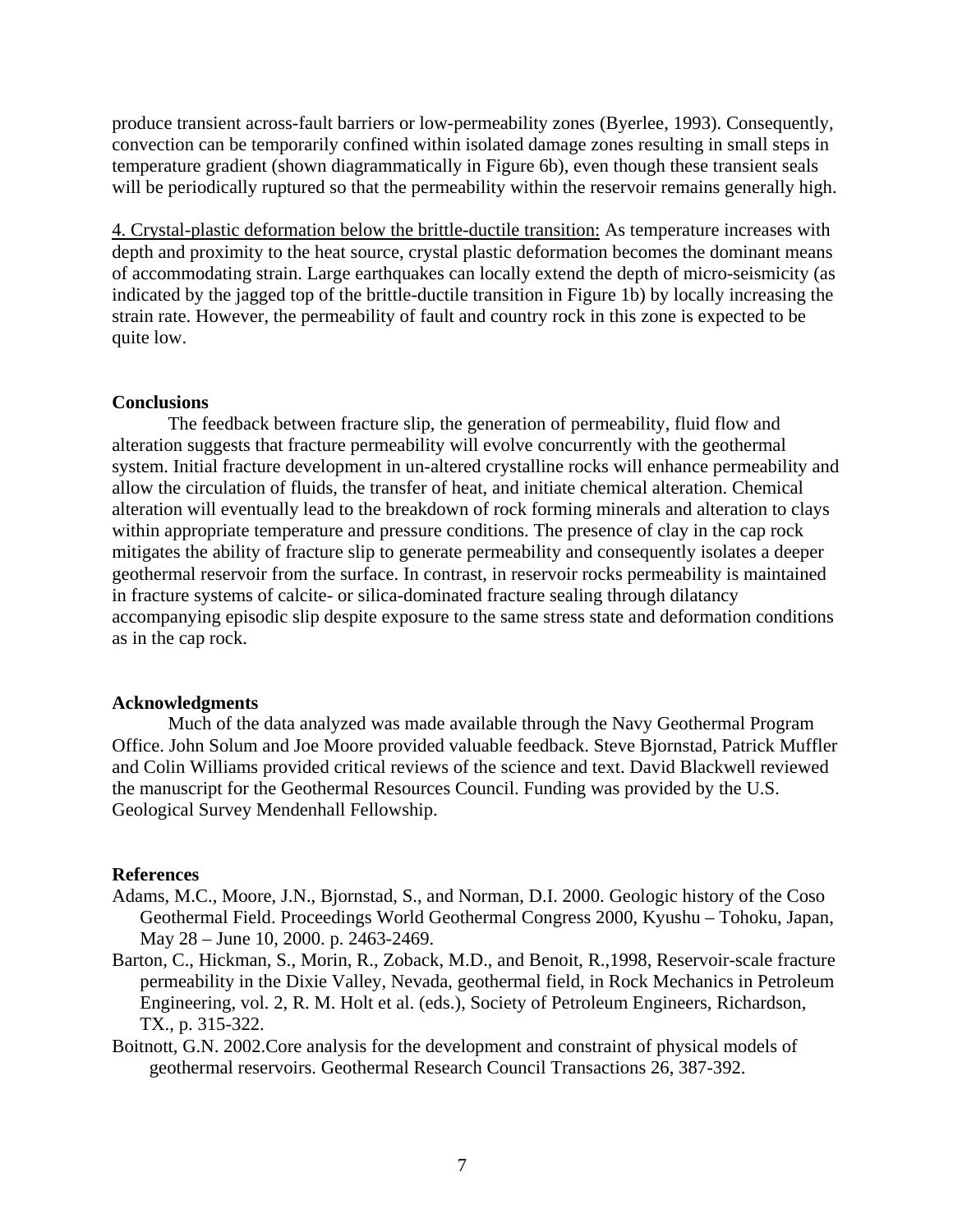produce transient across-fault barriers or low-permeability zones (Byerlee, 1993). Consequently, convection can be temporarily confined within isolated damage zones resulting in small steps in temperature gradient (shown diagrammatically in Figure 6b), even though these transient seals will be periodically ruptured so that the permeability within the reservoir remains generally high.

<u>4. Crystal-plastic deformation below the brittle-ductile transition:</u> As temperature increases with depth and proximity to the heat source, crystal plastic deformation becomes the dominant means of accommodating strain. Large earthquakes can locally extend the depth of micro-seismicity (as indicated by the jagged top of the brittle-ductile transition in Figure 1b) by locally increasing the strain rate. However, the permeability of fault and country rock in this zone is expected to be quite low.

## Conclusions

The feedback between fracture slip, the generation of permeability, fluid flow and alteration suggests that fracture permeability will evolve concurrently with the geothermal system. Initial fracture development in un-altered crystalline rocks will enhance permeability and allow the circulation of fluids, the transfer of heat, and initiate chemical alteration. Chemical alteration will eventually lead to the breakdown of rock forming minerals and alteration to clays within appropriate temperature and pressure conditions. The presence of clay in the cap rock mitigates the ability of fracture slip to generate permeability and consequently isolates a deeper geothermal reservoir from the surface. In contrast, in reservoir rocks permeability is maintained in fracture systems of calcite- or silica-dominated fracture sealing through dilatancy accompanying episodic slip despite exposure to the same stress state and deformation conditions as in the cap rock.

## Acknowledgments

Much of the data analyzed was made available through the Navy Geothermal Program Office. John Solum and Joe Moore provided valuable feedback. Steve Bjornstad, Patrick Muffler and Colin Williams provided critical reviews of the science and text. David Blackwell reviewed the manuscript for the Geothermal Resources Council. Funding was provided by the U.S. Geological Survey Mendenhall Fellowship.

## References

Adams, M.C., Moore, J.N., Bjornstad, S., and Norman, D.I. 2000. Geologic history of the Coso Geothermal Field. Proceedings World Geothermal Congress 2000, Kyushu – Tohoku, Japan, May 28 – June 10, 2000. p. 2463-2469.

Barton, C., Hickman, S., Morin, R., Zoback, M.D., and Benoit, R.,1998, Reservoir-scale fracture permeability in the Dixie Valley, Nevada, geothermal field, in Rock Mechanics in Petroleum Engineering, vol. 2, R. M. Holt et al. (eds.), Society of Petroleum Engineers, Richardson, TX., p. 315-322.

Boitnott, G.N. 2002.Core analysis for the development and constraint of physical models of geothermal reservoirs. Geothermal Research Council Transactions 26, 387-392.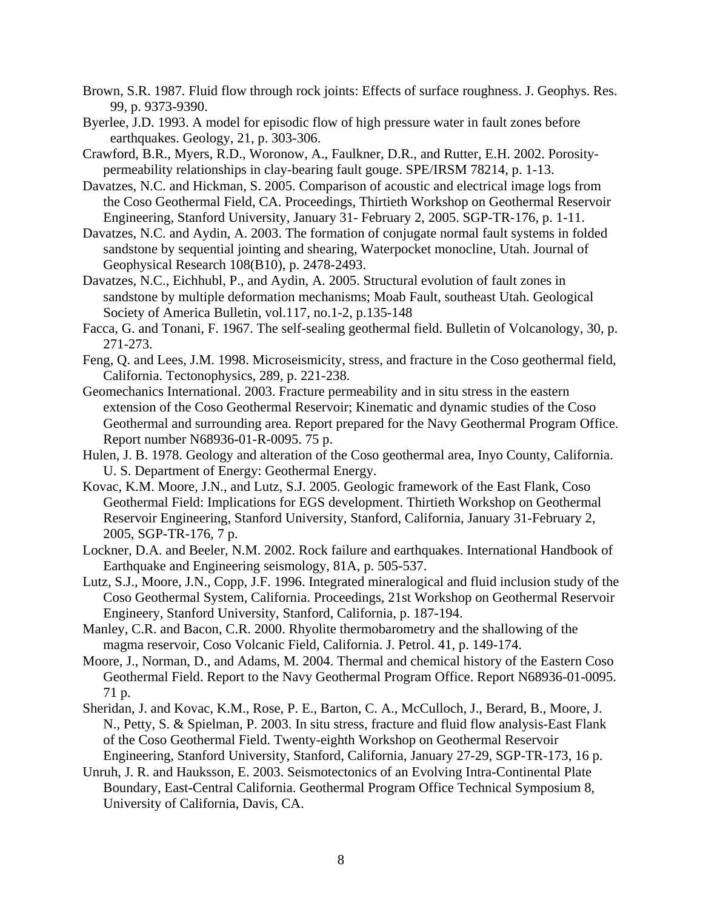Brown, S.R. 1987. Fluid flow through rock joints: Effects of surface roughness. J. Geophys. Res. 99, p. 9373-9390.

Byerlee, J.D. 1993. A model for episodic flow of high pressure water in fault zones before earthquakes. Geology, 21, p. 303-306.

Crawford, B.R., Myers, R.D., Woronow, A., Faulkner, D.R., and Rutter, E.H. 2002. Porosity-permeability relationships in clay-bearing fault gouge. SPE/IRSM 78214, p. 1-13.

Davatzes, N.C. and Hickman, S. 2005. Comparison of acoustic and electrical image logs from the Coso Geothermal Field, CA. Proceedings, Thirtieth Workshop on Geothermal Reservoir Engineering, Stanford University, January 31- February 2, 2005. SGP-TR-176, p. 1-11.

Davatzes, N.C. and Aydin, A. 2003. The formation of conjugate normal fault systems in folded sandstone by sequential jointing and shearing, Waterpocket monocline, Utah. Journal of Geophysical Research 108(B10), p. 2478-2493.

Davatzes, N.C., Eichhubl, P., and Aydin, A. 2005. Structural evolution of fault zones in sandstone by multiple deformation mechanisms; Moab Fault, southeast Utah. Geological Society of America Bulletin, vol.117, no.1-2, p.135-148

Facca, G. and Tonani, F. 1967. The self-sealing geothermal field. Bulletin of Volcanology, 30, p. 271-273.

Feng, Q. and Lees, J.M. 1998. Microseismicity, stress, and fracture in the Coso geothermal field, California. Tectonophysics, 289, p. 221-238.

Geomechanics International. 2003. Fracture permeability and in situ stress in the eastern extension of the Coso Geothermal Reservoir; Kinematic and dynamic studies of the Coso Geothermal and surrounding area. Report prepared for the Navy Geothermal Program Office. Report number N68936-01-R-0095. 75 p.

Hulen, J. B. 1978. Geology and alteration of the Coso geothermal area, Inyo County, California. U. S. Department of Energy: Geothermal Energy.

Kovac, K.M. Moore, J.N., and Lutz, S.J. 2005. Geologic framework of the East Flank, Coso Geothermal Field: Implications for EGS development. Thirtieth Workshop on Geothermal Reservoir Engineering, Stanford University, Stanford, California, January 31-February 2, 2005, SGP-TR-176, 7 p.

Lockner, D.A. and Beeler, N.M. 2002. Rock failure and earthquakes. International Handbook of Earthquake and Engineering seismology, 81A, p. 505-537.

Lutz, S.J., Moore, J.N., Copp, J.F. 1996. Integrated mineralogical and fluid inclusion study of the Coso Geothermal System, California. Proceedings, 21st Workshop on Geothermal Reservoir Engineery, Stanford University, Stanford, California, p. 187-194.

Manley, C.R. and Bacon, C.R. 2000. Rhyolite thermobarometry and the shallowing of the magma reservoir, Coso Volcanic Field, California. J. Petrol. 41, p. 149-174.

Moore, J., Norman, D., and Adams, M. 2004. Thermal and chemical history of the Eastern Coso Geothermal Field. Report to the Navy Geothermal Program Office. Report N68936-01-0095. 71 p.

Sheridan, J. and Kovac, K.M., Rose, P. E., Barton, C. A., McCulloch, J., Berard, B., Moore, J. N., Petty, S. & Spielman, P. 2003. In situ stress, fracture and fluid flow analysis-East Flank of the Coso Geothermal Field. Twenty-eighth Workshop on Geothermal Reservoir Engineering, Stanford University, Stanford, California, January 27-29, SGP-TR-173, 16 p.

Unruh, J. R. and Hauksson, E. 2003. Seismotectonics of an Evolving Intra-Continental Plate Boundary, East-Central California. Geothermal Program Office Technical Symposium 8, University of California, Davis, CA.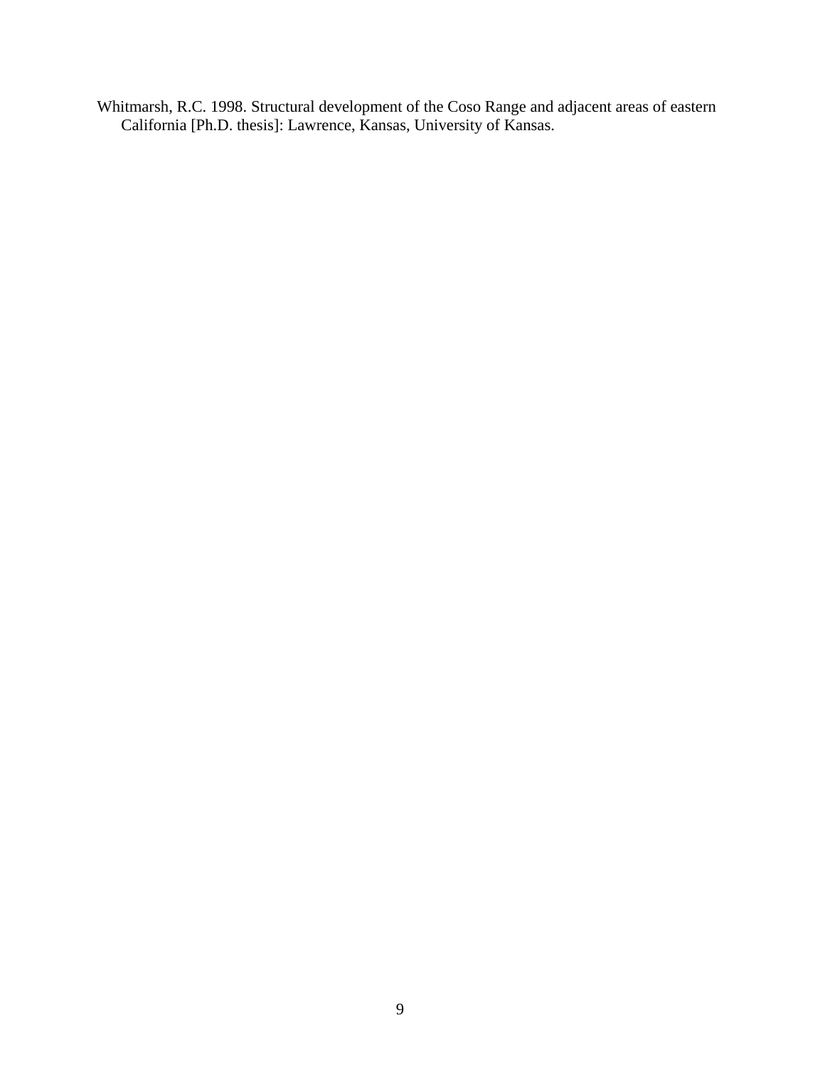Whitmarsh, R.C. 1998. Structural development of the Coso Range and adjacent areas of eastern California [Ph.D. thesis]: Lawrence, Kansas, University of Kansas.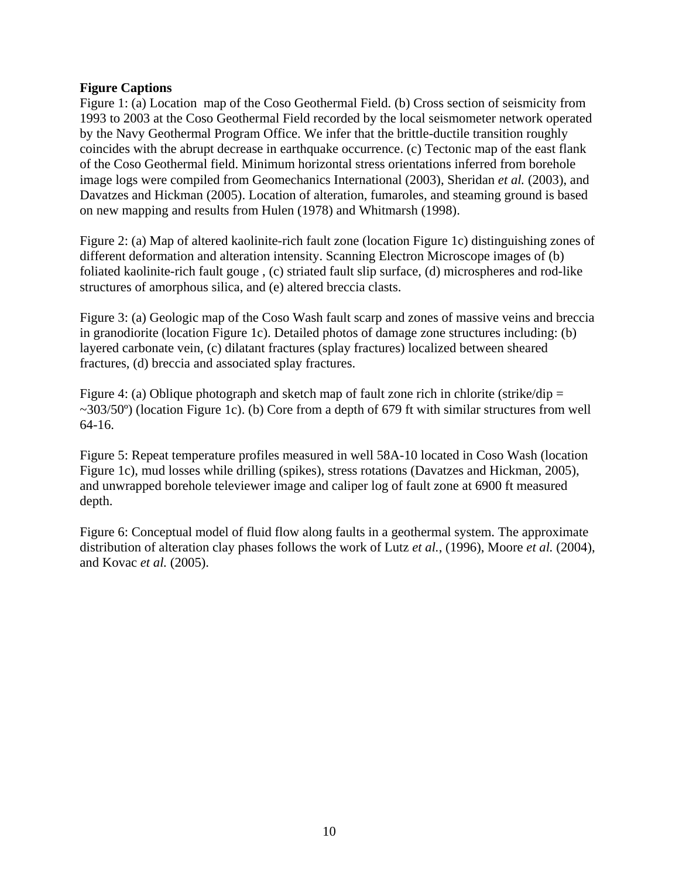**Figure Captions**

Figure 1: (a) Location map of the Coso Geothermal Field. (b) Cross section of seismicity from 1993 to 2003 at the Coso Geothermal Field recorded by the local seismometer network operated by the Navy Geothermal Program Office. We infer that the brittle-ductile transition roughly coincides with the abrupt decrease in earthquake occurrence. (c) Tectonic map of the east flank of the Coso Geothermal field. Minimum horizontal stress orientations inferred from borehole image logs were compiled from Geomechanics International (2003), Sheridan *et al.* (2003), and Davatzes and Hickman (2005). Location of alteration, fumaroles, and steaming ground is based on new mapping and results from Hulen (1978) and Whitmarsh (1998).

Figure 2: (a) Map of altered kaolinite-rich fault zone (location Figure 1c) distinguishing zones of different deformation and alteration intensity. Scanning Electron Microscope images of (b) foliated kaolinite-rich fault gouge , (c) striated fault slip surface, (d) microspheres and rod-like structures of amorphous silica, and (e) altered breccia clasts.

Figure 3: (a) Geologic map of the Coso Wash fault scarp and zones of massive veins and breccia in granodiorite (location Figure 1c). Detailed photos of damage zone structures including: (b) layered carbonate vein, (c) dilatant fractures (splay fractures) localized between sheared fractures, (d) breccia and associated splay fractures.

Figure 4: (a) Oblique photograph and sketch map of fault zone rich in chlorite (strike/dip = ~303/50º) (location Figure 1c). (b) Core from a depth of 679 ft with similar structures from well 64-16.

Figure 5: Repeat temperature profiles measured in well 58A-10 located in Coso Wash (location Figure 1c), mud losses while drilling (spikes), stress rotations (Davatzes and Hickman, 2005), and unwrapped borehole televiewer image and caliper log of fault zone at 6900 ft measured depth.

Figure 6: Conceptual model of fluid flow along faults in a geothermal system. The approximate distribution of alteration clay phases follows the work of Lutz *et al.*, (1996), Moore *et al.* (2004), and Kovac *et al.* (2005).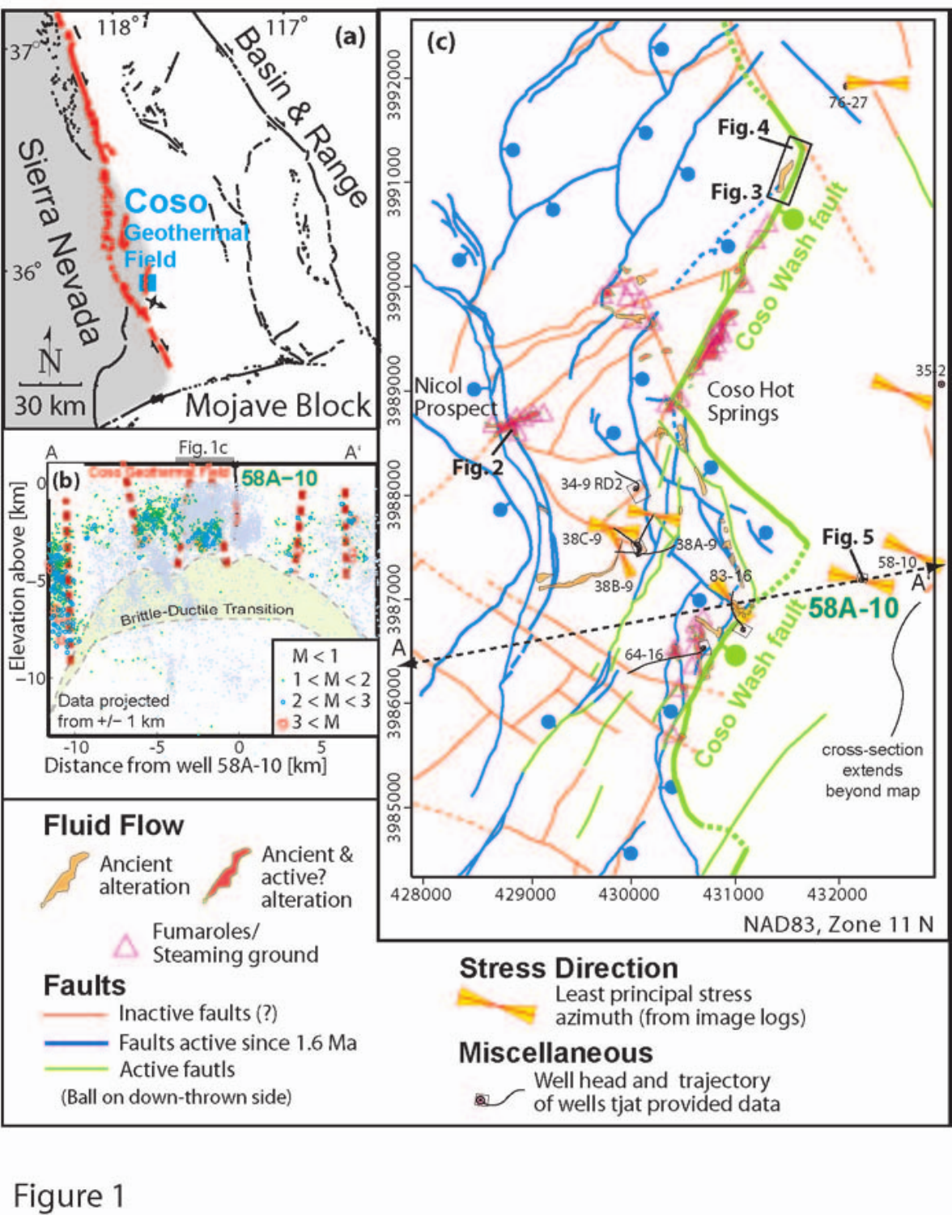Figure 1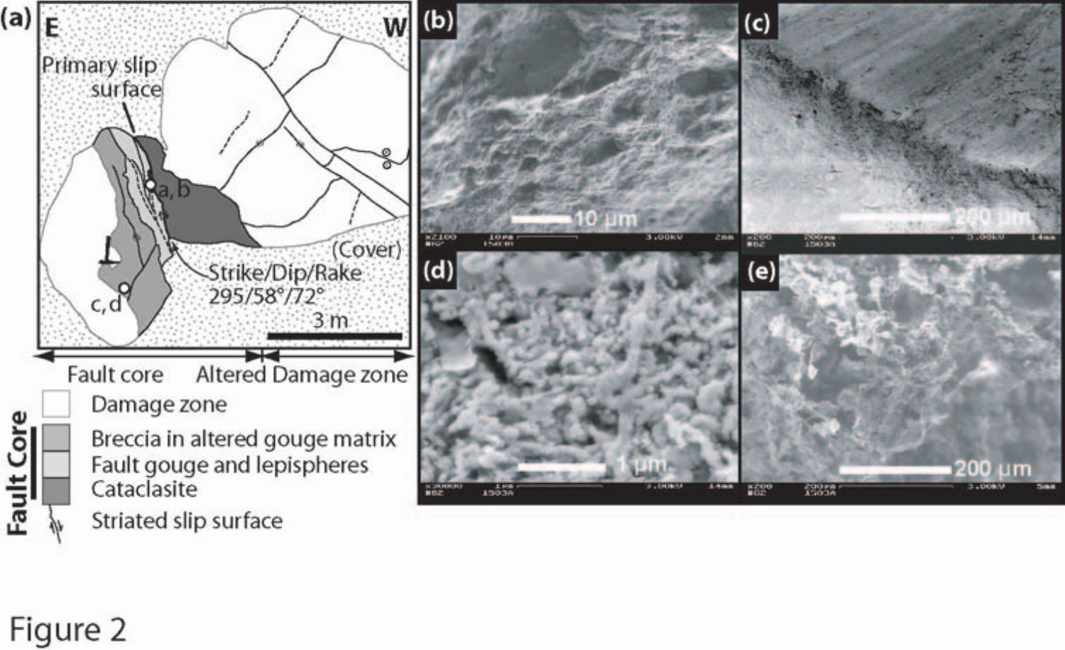Figure 2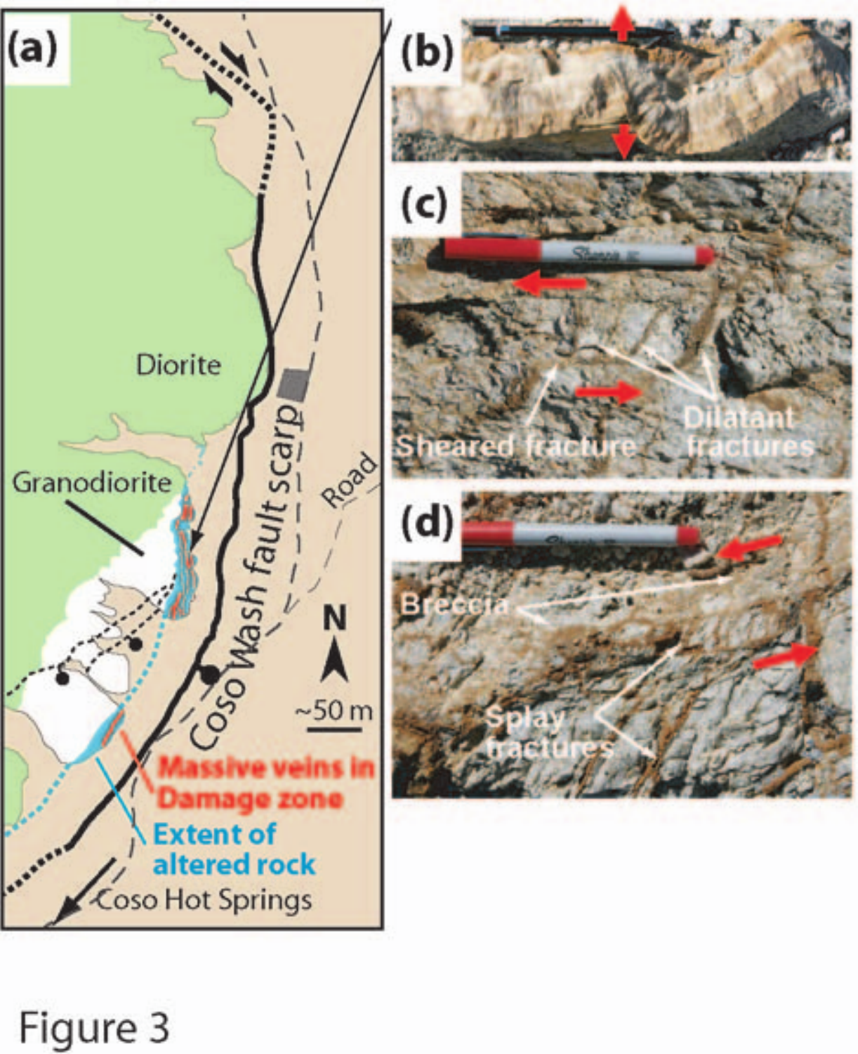Figure 3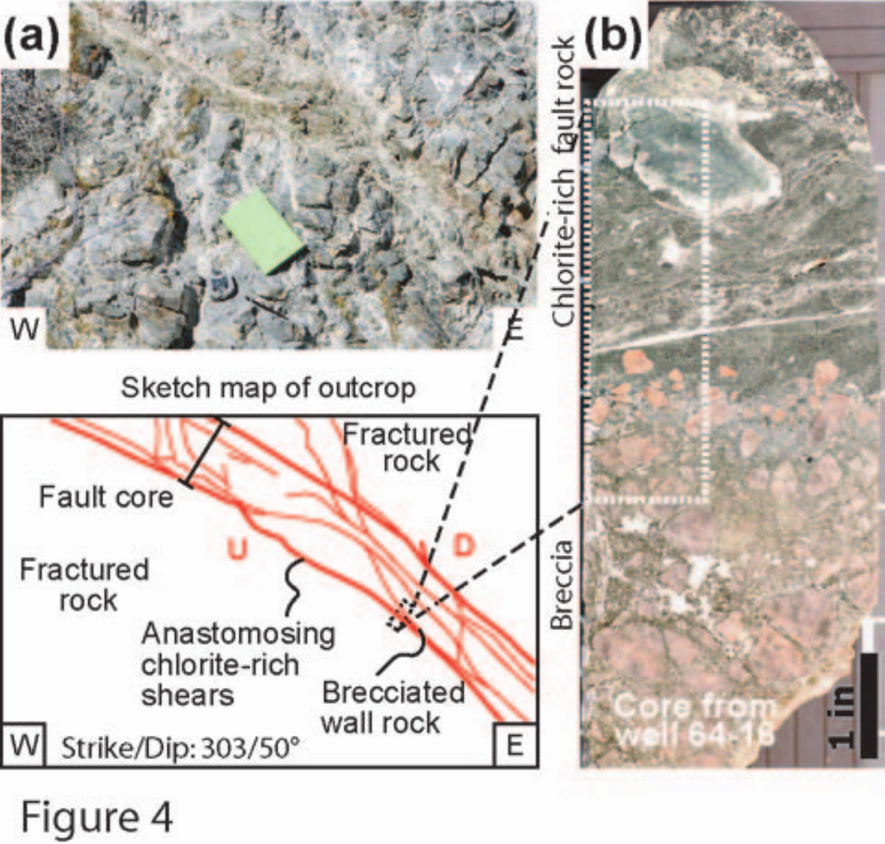(a)

W E

Sketch map of outcrop

Fault core

Fractured rock

U D

Fractured rock

Anastomosing chlorite-rich shears

Brecciated wall rock

W Strike/Dip: 303/50° E

(b)

Chlorite-rich fault rock

Breccia

Core from well 64-18

1 in

Figure 4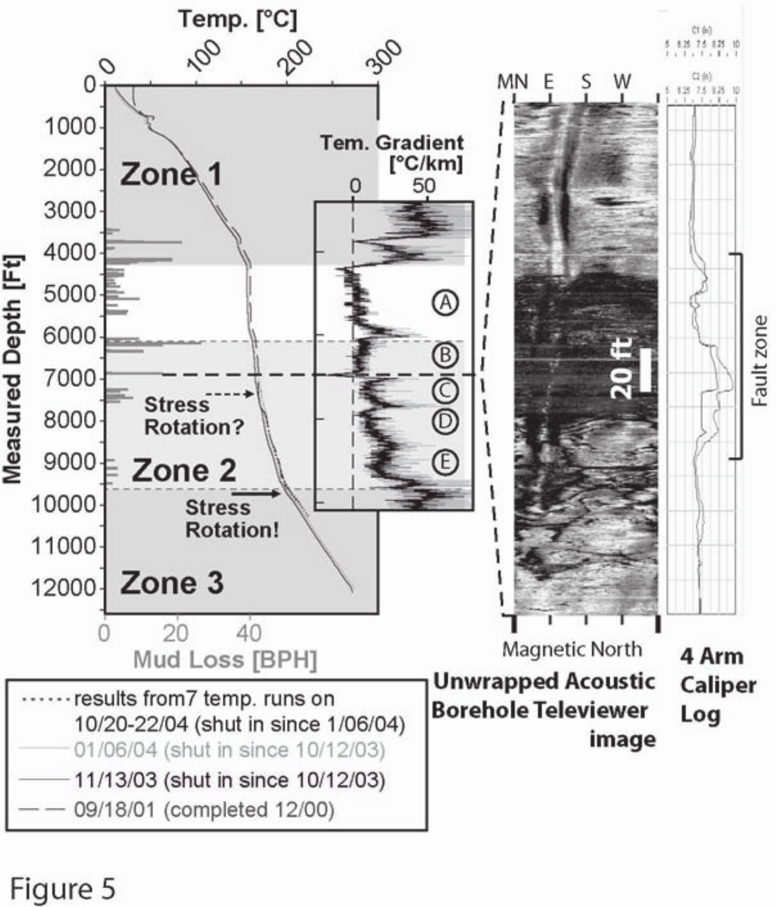Figure 5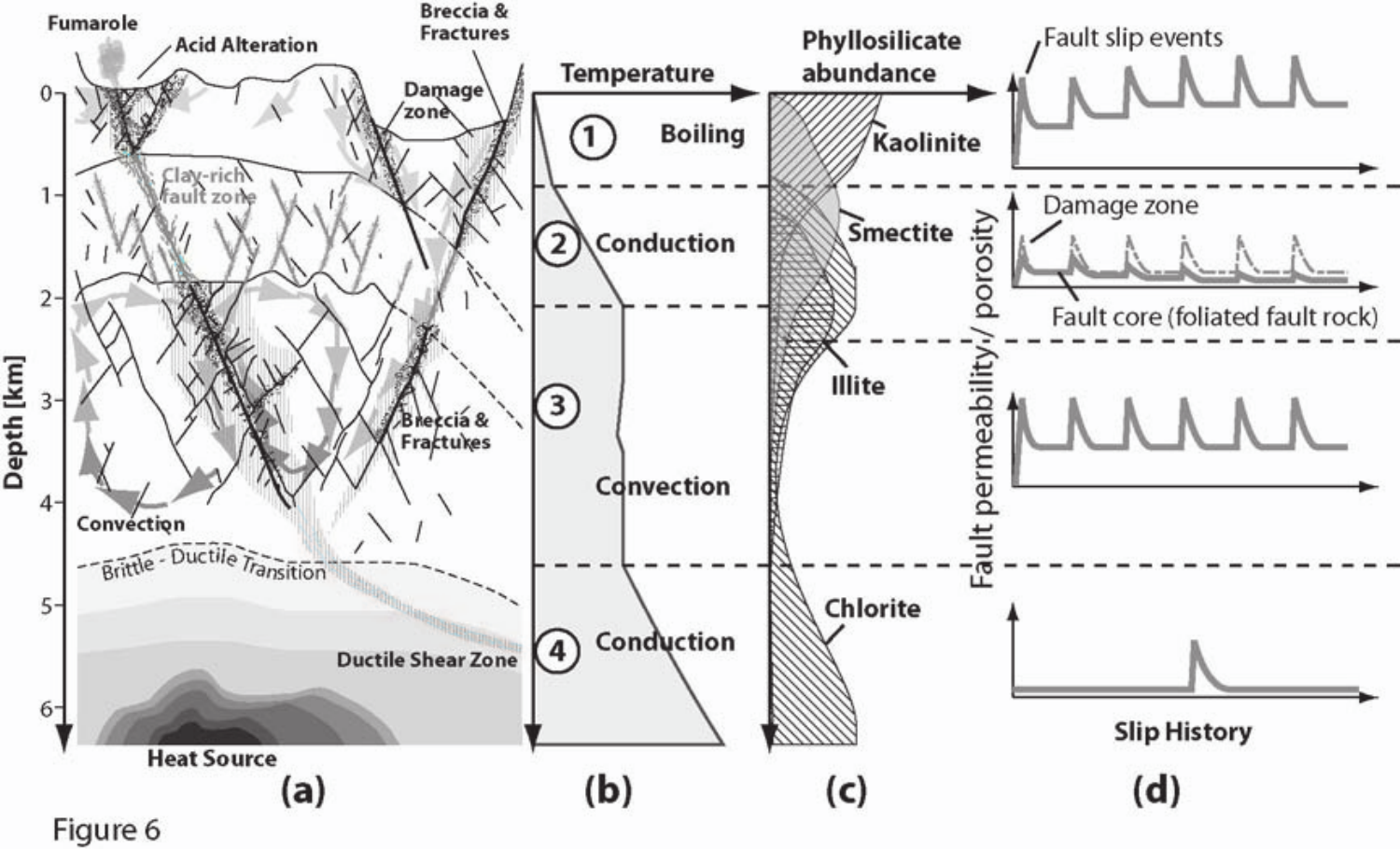Fumarole

Acid Alteration

Breccia & Fractures

Damage zone

Clay-rich fault zone

Breccia & Fractures

Convection

Brittle - Ductile Transition

Ductile Shear Zone

Heat Source

Depth [km]

0
1
2
3
4
5
6

Temperature

1 Boiling

2 Conduction

3 Convection

4 Conduction

Phyllosilicate abundance

Kaolinite

Smectite

Illite

Chlorite

Fault slip events

Damage zone

Fault core (foliated fault rock)

Fault permeability / porosity

Slip History

(a) (b) (c) (d)

Figure 6